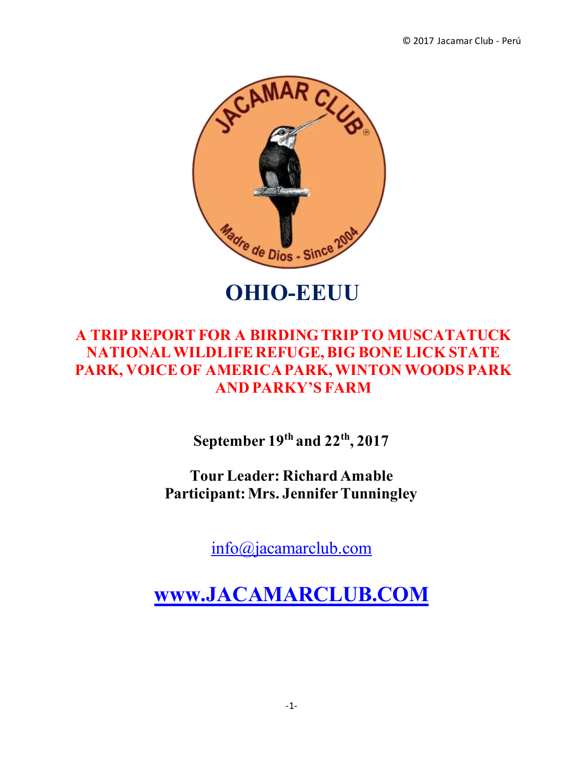# OHIO-EEUU

## A TRIP REPORT FOR A BIRDING TRIP TO MUSCATATUCK NATIONAL WILDLIFE REFUGE, BIG BONE LICK STATE PARK, VOICE OF AMERICA PARK, WINTON WOODS PARK AND PARKY'S FARM

**September 19th and 22th, 2017**

**Tour Leader: Richard Amable**
**Participant: Mrs. Jennifer Tunningley**

info@jacamarclub.com

## www.JACAMARCLUB.COM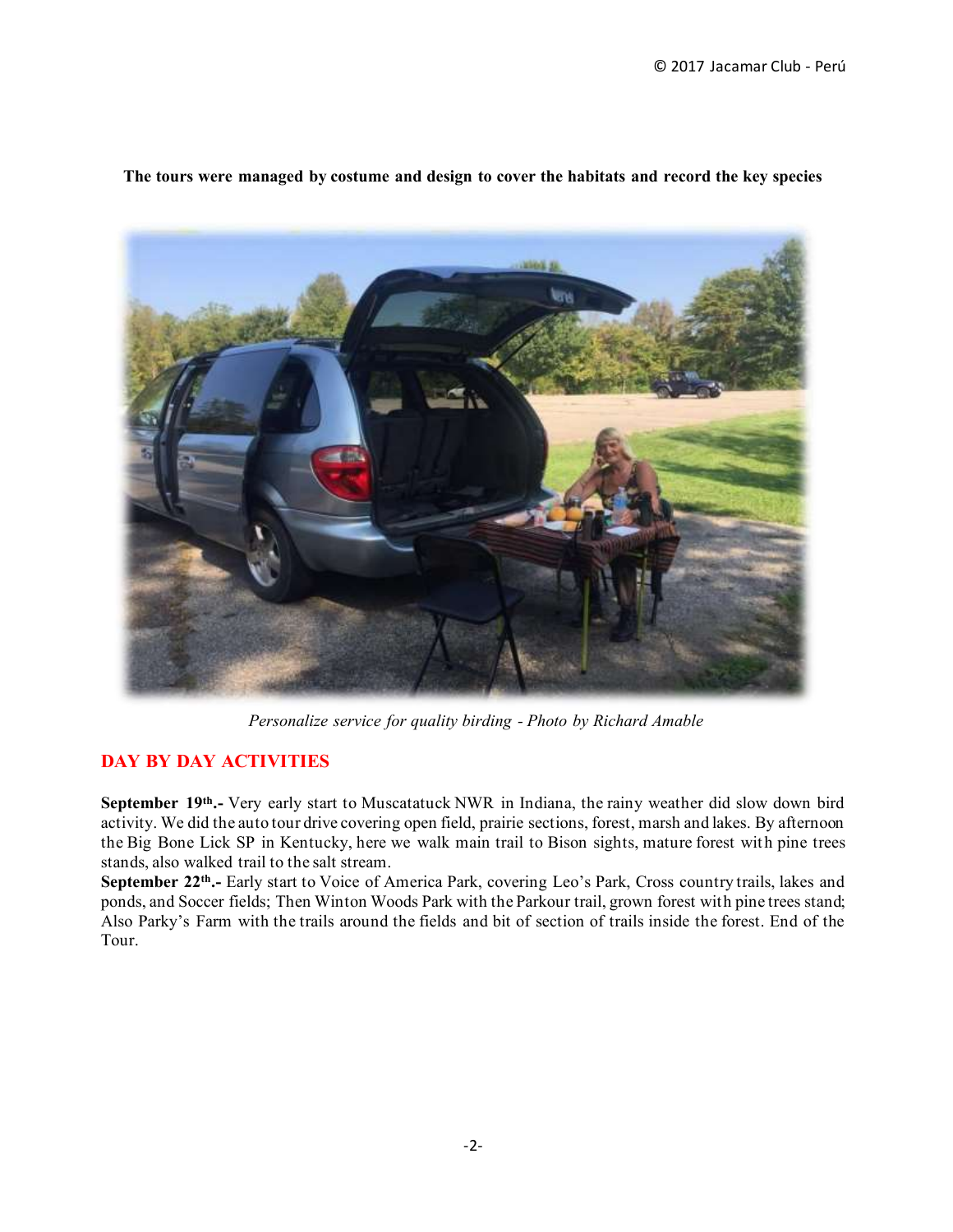**The tours were managed by costume and design to cover the habitats and record the key species**

*Personalize service for quality birding - Photo by Richard Amable*

## DAY BY DAY ACTIVITIES

**September 19th.-** Very early start to Muscatatuck NWR in Indiana, the rainy weather did slow down bird activity. We did the auto tour drive covering open field, prairie sections, forest, marsh and lakes. By afternoon the Big Bone Lick SP in Kentucky, here we walk main trail to Bison sights, mature forest with pine trees stands, also walked trail to the salt stream.

**September 22th.-** Early start to Voice of America Park, covering Leo's Park, Cross country trails, lakes and ponds, and Soccer fields; Then Winton Woods Park with the Parkour trail, grown forest with pine trees stand; Also Parky's Farm with the trails around the fields and bit of section of trails inside the forest. End of the Tour.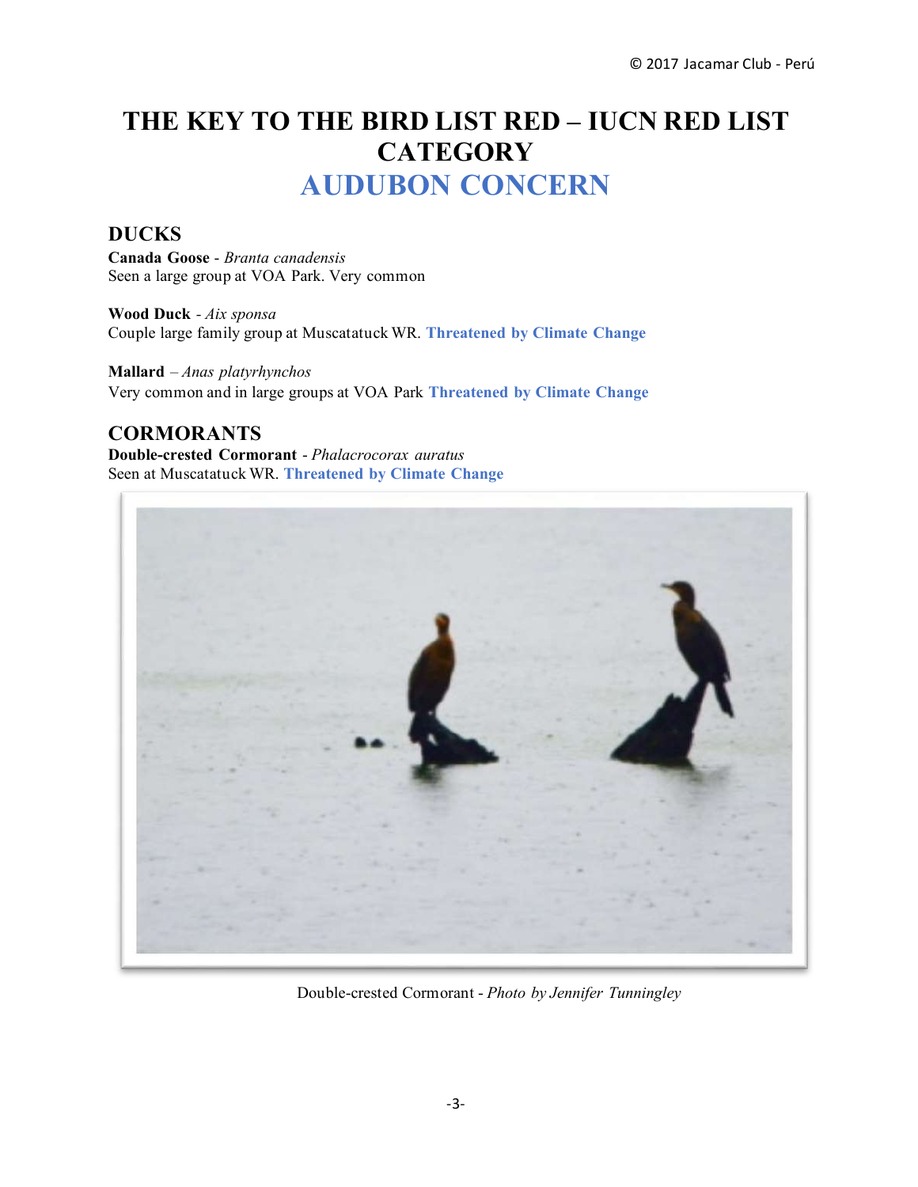# THE KEY TO THE BIRD LIST RED – IUCN RED LIST CATEGORY
# AUDUBON CONCERN

## DUCKS

**Canada Goose** - *Branta canadensis*
Seen a large group at VOA Park. Very common

**Wood Duck** - *Aix sponsa*
Couple large family group at Muscatatuck WR. **Threatened by Climate Change**

**Mallard** – *Anas platyrhynchos*
Very common and in large groups at VOA Park **Threatened by Climate Change**

## CORMORANTS

**Double-crested Cormorant** - *Phalacrocorax auratus*
Seen at Muscatatuck WR. **Threatened by Climate Change**

Double-crested Cormorant - *Photo by Jennifer Tunningley*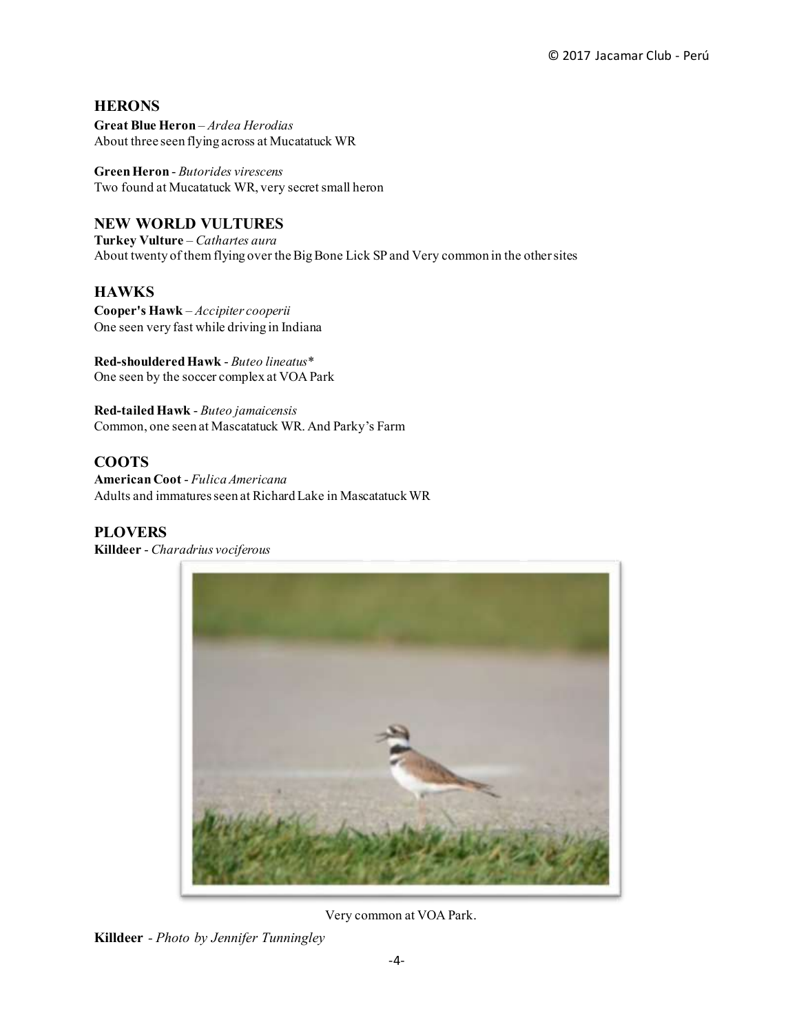## HERONS

**Great Blue Heron** – *Ardea Herodias*
About three seen flying across at Mucatatuck WR

**Green Heron** - *Butorides virescens*
Two found at Mucatatuck WR, very secret small heron

## NEW WORLD VULTURES

**Turkey Vulture** – *Cathartes aura*
About twenty of them flying over the Big Bone Lick SP and Very common in the other sites

## HAWKS

**Cooper's Hawk** – *Accipiter cooperii*
One seen very fast while driving in Indiana

**Red-shouldered Hawk** - *Buteo lineatus**
One seen by the soccer complex at VOA Park

**Red-tailed Hawk** - *Buteo jamaicensis*
Common, one seen at Mascatatuck WR. And Parky's Farm

## COOTS

**American Coot** - *Fulica Americana*
Adults and immatures seen at Richard Lake in Mascatatuck WR

## PLOVERS

**Killdeer** - *Charadrius vociferous*

Very common at VOA Park.

**Killdeer** - *Photo by Jennifer Tunningley*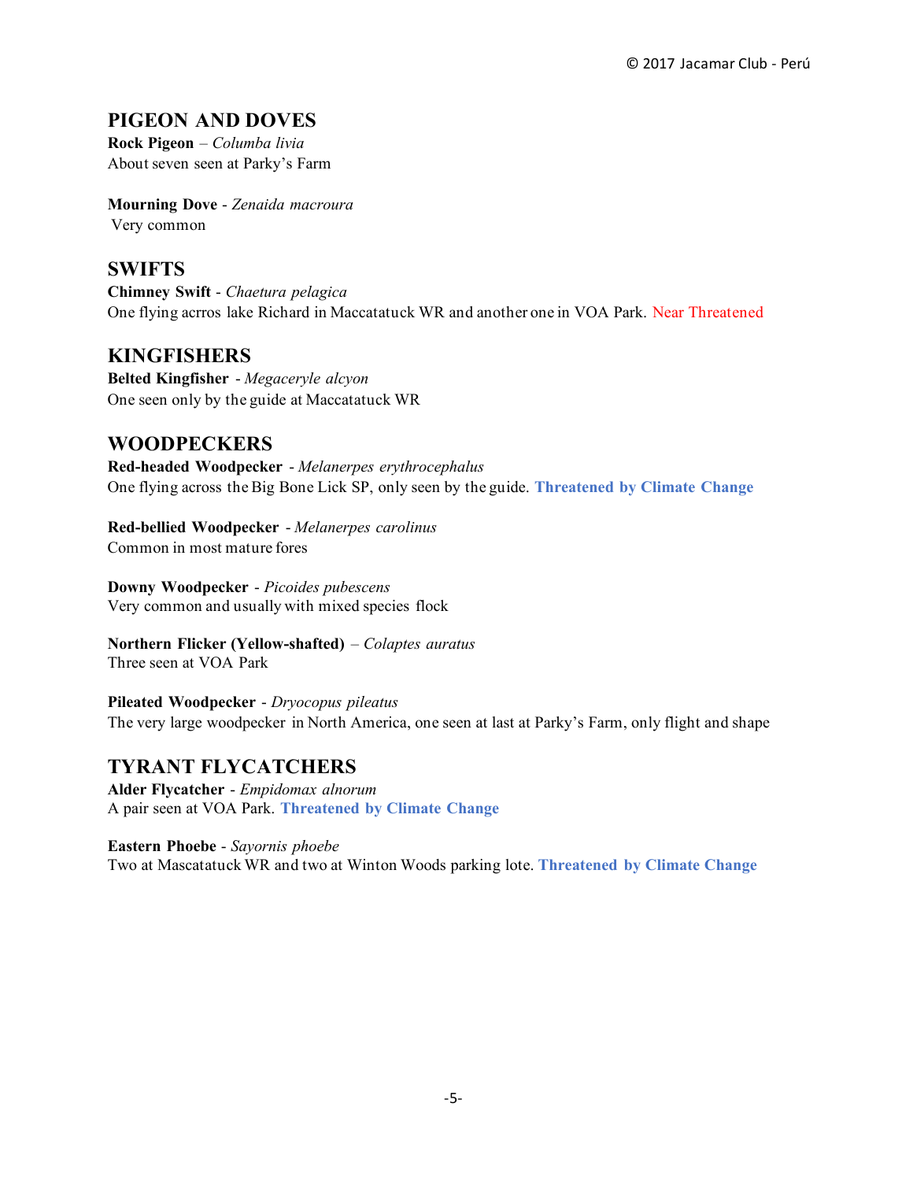## PIGEON AND DOVES

**Rock Pigeon** – *Columba livia*
About seven seen at Parky's Farm

**Mourning Dove** - *Zenaida macroura*
Very common

## SWIFTS

**Chimney Swift** - *Chaetura pelagica*
One flying acrros lake Richard in Maccatatuck WR and another one in VOA Park. Near Threatened

## KINGFISHERS

**Belted Kingfisher** - *Megaceryle alcyon*
One seen only by the guide at Maccatatuck WR

## WOODPECKERS

**Red-headed Woodpecker** - *Melanerpes erythrocephalus*
One flying across the Big Bone Lick SP, only seen by the guide. **Threatened by Climate Change**

**Red-bellied Woodpecker** - *Melanerpes carolinus*
Common in most mature fores

**Downy Woodpecker** - *Picoides pubescens*
Very common and usually with mixed species flock

**Northern Flicker (Yellow-shafted)** – *Colaptes auratus*
Three seen at VOA Park

**Pileated Woodpecker** - *Dryocopus pileatus*
The very large woodpecker in North America, one seen at last at Parky's Farm, only flight and shape

## TYRANT FLYCATCHERS

**Alder Flycatcher** - *Empidomax alnorum*
A pair seen at VOA Park. **Threatened by Climate Change**

**Eastern Phoebe** - *Sayornis phoebe*
Two at Mascatatuck WR and two at Winton Woods parking lote. **Threatened by Climate Change**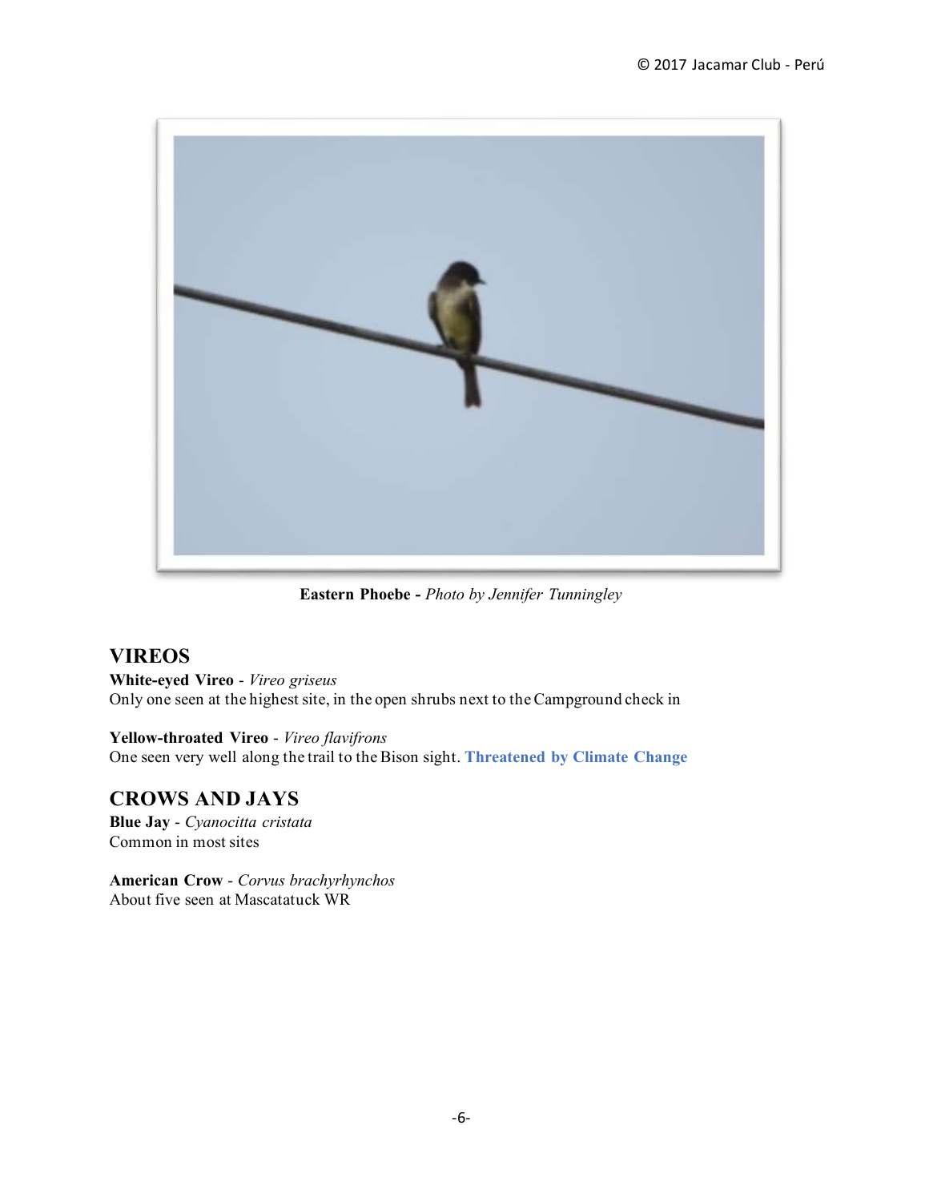**Eastern Phoebe -** *Photo by Jennifer Tunningley*

## VIREOS

**White-eyed Vireo** - *Vireo griseus*
Only one seen at the highest site, in the open shrubs next to the Campground check in

**Yellow-throated Vireo** - *Vireo flavifrons*
One seen very well along the trail to the Bison sight. **Threatened by Climate Change**

## CROWS AND JAYS

**Blue Jay** - *Cyanocitta cristata*
Common in most sites

**American Crow** - *Corvus brachyrhynchos*
About five seen at Mascatatuck WR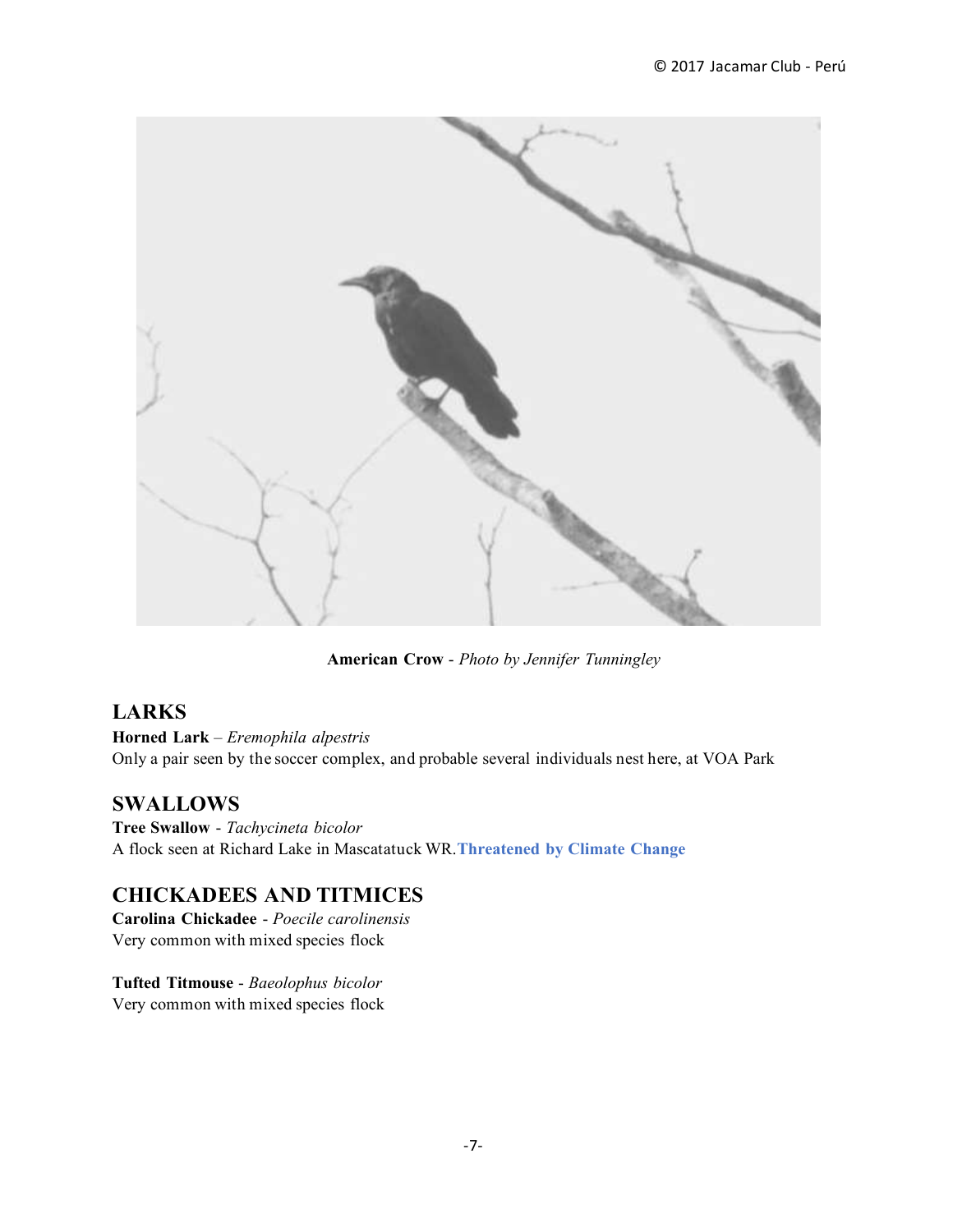**American Crow** - *Photo by Jennifer Tunningley*

## LARKS

**Horned Lark** – *Eremophila alpestris*
Only a pair seen by the soccer complex, and probable several individuals nest here, at VOA Park

## SWALLOWS

**Tree Swallow** - *Tachycineta bicolor*
A flock seen at Richard Lake in Mascatatuck WR.**Threatened by Climate Change**

## CHICKADEES AND TITMICES

**Carolina Chickadee** - *Poecile carolinensis*
Very common with mixed species flock

**Tufted Titmouse** - *Baeolophus bicolor*
Very common with mixed species flock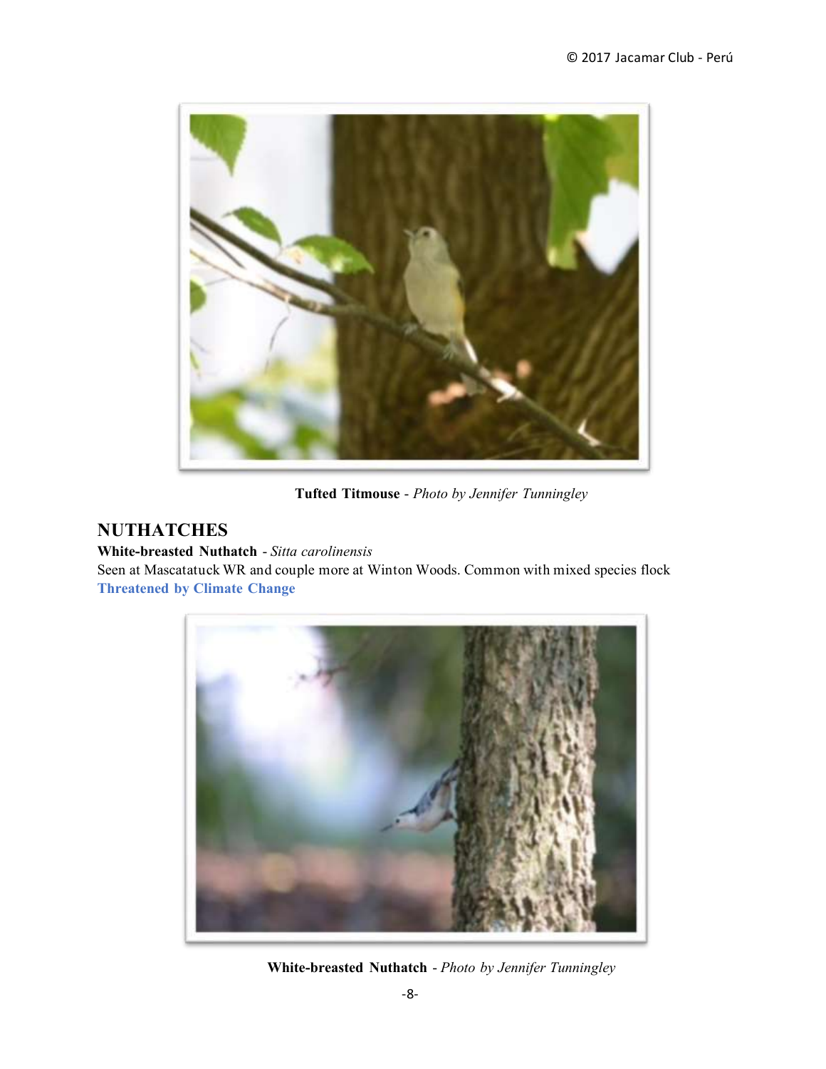**Tufted Titmouse** - *Photo by Jennifer Tunningley*

## NUTHATCHES

**White-breasted Nuthatch** - *Sitta carolinensis*

Seen at Mascatatuck WR and couple more at Winton Woods. Common with mixed species flock

**Threatened by Climate Change**

**White-breasted Nuthatch** - *Photo by Jennifer Tunningley*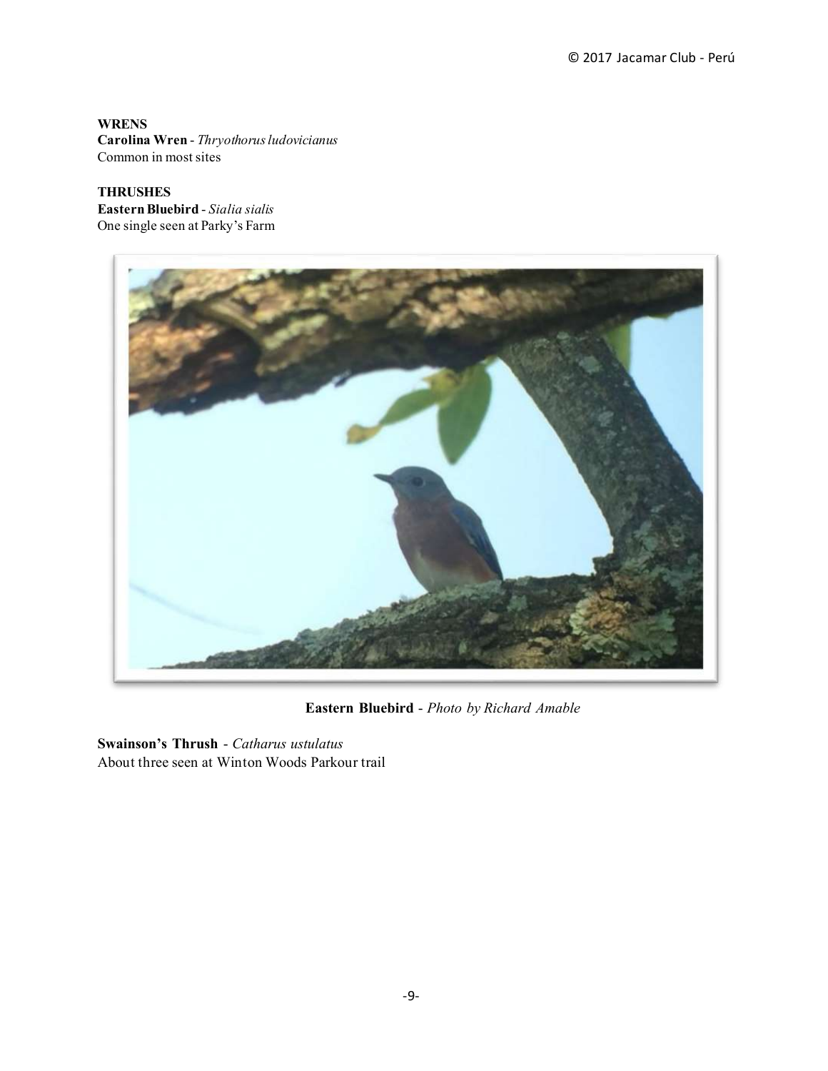**WRENS**

**Carolina Wren** - *Thryothorus ludovicianus*
Common in most sites

**THRUSHES**

**Eastern Bluebird** - *Sialia sialis*
One single seen at Parky's Farm

**Eastern Bluebird** - *Photo by Richard Amable*

**Swainson's Thrush** - *Catharus ustulatus*
About three seen at Winton Woods Parkour trail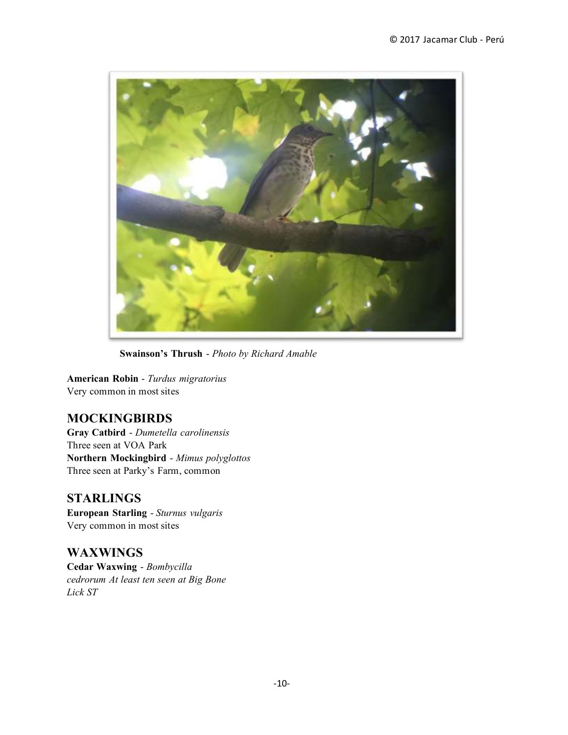**Swainson's Thrush** - *Photo by Richard Amable*

**American Robin** - *Turdus migratorius*
Very common in most sites

## MOCKINGBIRDS

**Gray Catbird** - *Dumetella carolinensis*
Three seen at VOA Park
**Northern Mockingbird** - *Mimus polyglottos*
Three seen at Parky's Farm, common

## STARLINGS

**European Starling** - *Sturnus vulgaris*
Very common in most sites

## WAXWINGS

**Cedar Waxwing** - *Bombycilla cedrorum At least ten seen at Big Bone Lick ST*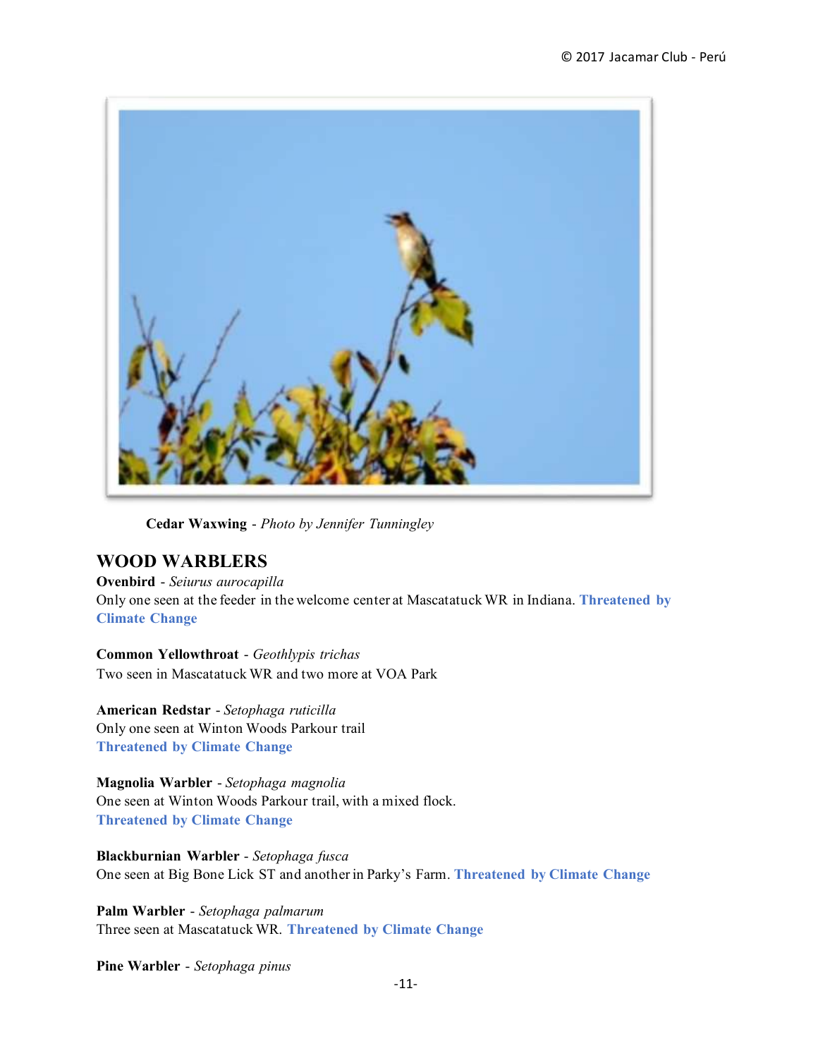**Cedar Waxwing** - *Photo by Jennifer Tunningley*

## WOOD WARBLERS

**Ovenbird** - *Seiurus aurocapilla*
Only one seen at the feeder in the welcome center at Mascatatuck WR in Indiana. **Threatened by Climate Change**

**Common Yellowthroat** - *Geothlypis trichas*
Two seen in Mascatatuck WR and two more at VOA Park

**American Redstar** - *Setophaga ruticilla*
Only one seen at Winton Woods Parkour trail
**Threatened by Climate Change**

**Magnolia Warbler** - *Setophaga magnolia*
One seen at Winton Woods Parkour trail, with a mixed flock.
**Threatened by Climate Change**

**Blackburnian Warbler** - *Setophaga fusca*
One seen at Big Bone Lick ST and another in Parky's Farm. **Threatened by Climate Change**

**Palm Warbler** - *Setophaga palmarum*
Three seen at Mascatatuck WR. **Threatened by Climate Change**

**Pine Warbler** - *Setophaga pinus*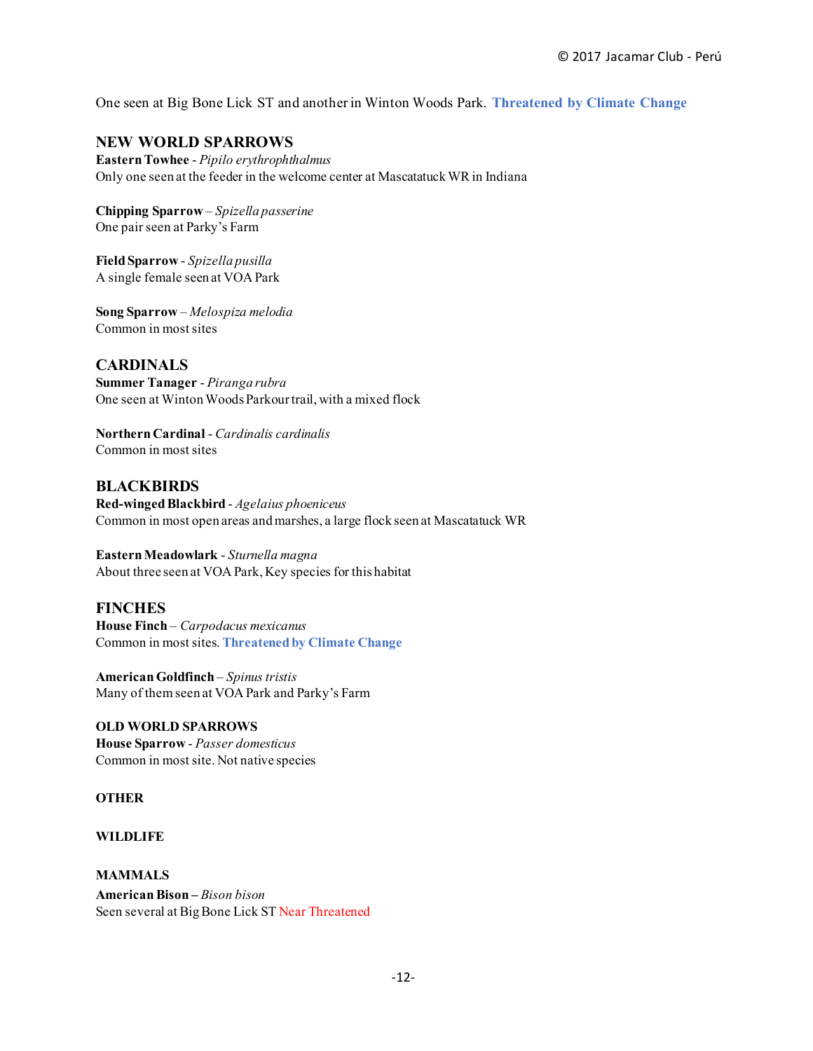One seen at Big Bone Lick ST and another in Winton Woods Park. **Threatened by Climate Change**

## NEW WORLD SPARROWS

**Eastern Towhee** - *Pipilo erythrophthalmus*
Only one seen at the feeder in the welcome center at Mascatatuck WR in Indiana

**Chipping Sparrow** – *Spizella passerine*
One pair seen at Parky's Farm

**Field Sparrow** - *Spizella pusilla*
A single female seen at VOA Park

**Song Sparrow** – *Melospiza melodia*
Common in most sites

## CARDINALS

**Summer Tanager** - *Piranga rubra*
One seen at Winton Woods Parkour trail, with a mixed flock

**Northern Cardinal** - *Cardinalis cardinalis*
Common in most sites

## BLACKBIRDS

**Red-winged Blackbird** - *Agelaius phoeniceus*
Common in most open areas and marshes, a large flock seen at Mascatatuck WR

**Eastern Meadowlark** - *Sturnella magna*
About three seen at VOA Park, Key species for this habitat

## FINCHES

**House Finch** – *Carpodacus mexicanus*
Common in most sites. **Threatened by Climate Change**

**American Goldfinch** – *Spinus tristis*
Many of them seen at VOA Park and Parky's Farm

### OLD WORLD SPARROWS

**House Sparrow** - *Passer domesticus*
Common in most site. Not native species

### OTHER

### WILDLIFE

### MAMMALS

**American Bison** – *Bison bison*
Seen several at Big Bone Lick ST Near Threatened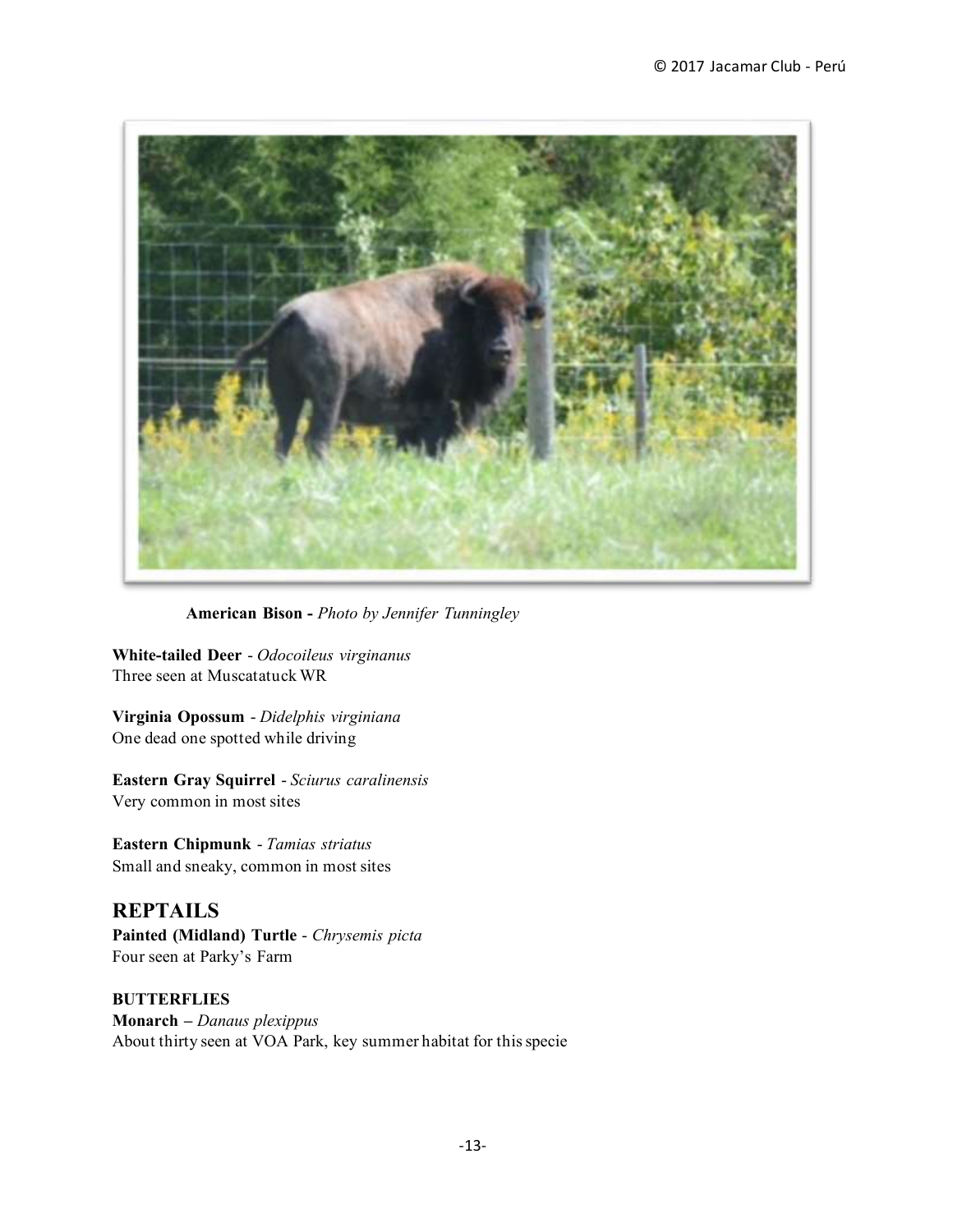**American Bison -** *Photo by Jennifer Tunningley*

**White-tailed Deer** - *Odocoileus virginanus*
Three seen at Muscatatuck WR

**Virginia Opossum** - *Didelphis virginiana*
One dead one spotted while driving

**Eastern Gray Squirrel** - *Sciurus caralinensis*
Very common in most sites

**Eastern Chipmunk** - *Tamias striatus*
Small and sneaky, common in most sites

## REPTAILS

**Painted (Midland) Turtle** - *Chrysemis picta*
Four seen at Parky's Farm

**BUTTERFLIES**

**Monarch –** *Danaus plexippus*
About thirty seen at VOA Park, key summer habitat for this specie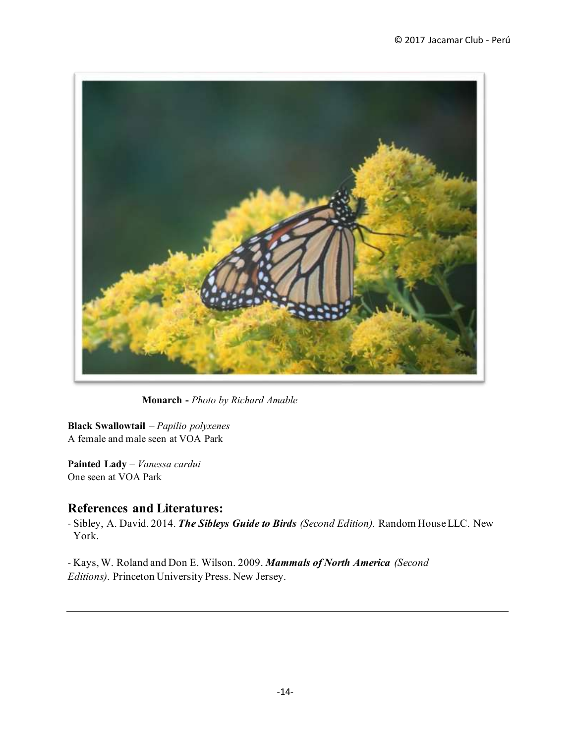**Monarch -** *Photo by Richard Amable*

**Black Swallowtail** – *Papilio polyxenes*
A female and male seen at VOA Park

**Painted Lady** – *Vanessa cardui*
One seen at VOA Park

## References and Literatures:

- Sibley, A. David. 2014. ***The Sibleys Guide to Birds*** *(Second Edition).* Random House LLC. New York.

- Kays, W. Roland and Don E. Wilson. 2009. ***Mammals of North America*** *(Second Editions).* Princeton University Press. New Jersey.